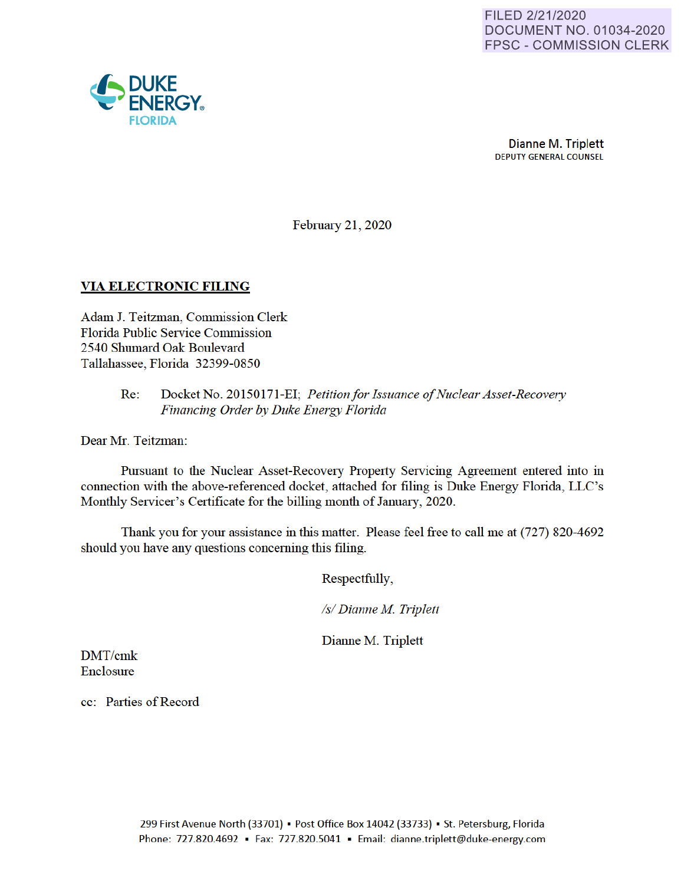FILED 2/21/2020
DOCUMENT NO. 01034-2020
FPSC - COMMISSION CLERK

DUKE ENERGY® FLORIDA

**Dianne M. Triplett**
DEPUTY GENERAL COUNSEL

February 21, 2020

**VIA ELECTRONIC FILING**

Adam J. Teitzman, Commission Clerk
Florida Public Service Commission
2540 Shumard Oak Boulevard
Tallahassee, Florida 32399-0850

Re: Docket No. 20150171-EI; *Petition for Issuance of Nuclear Asset-Recovery Financing Order by Duke Energy Florida*

Dear Mr. Teitzman:

Pursuant to the Nuclear Asset-Recovery Property Servicing Agreement entered into in connection with the above-referenced docket, attached for filing is Duke Energy Florida, LLC's Monthly Servicer's Certificate for the billing month of January, 2020.

Thank you for your assistance in this matter. Please feel free to call me at (727) 820-4692 should you have any questions concerning this filing.

Respectfully,

*/s/ Dianne M. Triplett*

Dianne M. Triplett

DMT/cmk
Enclosure

cc: Parties of Record

299 First Avenue North (33701) ▪ Post Office Box 14042 (33733) ▪ St. Petersburg, Florida
Phone: 727.820.4692 ▪ Fax: 727.820.5041 ▪ Email: dianne.triplett@duke-energy.com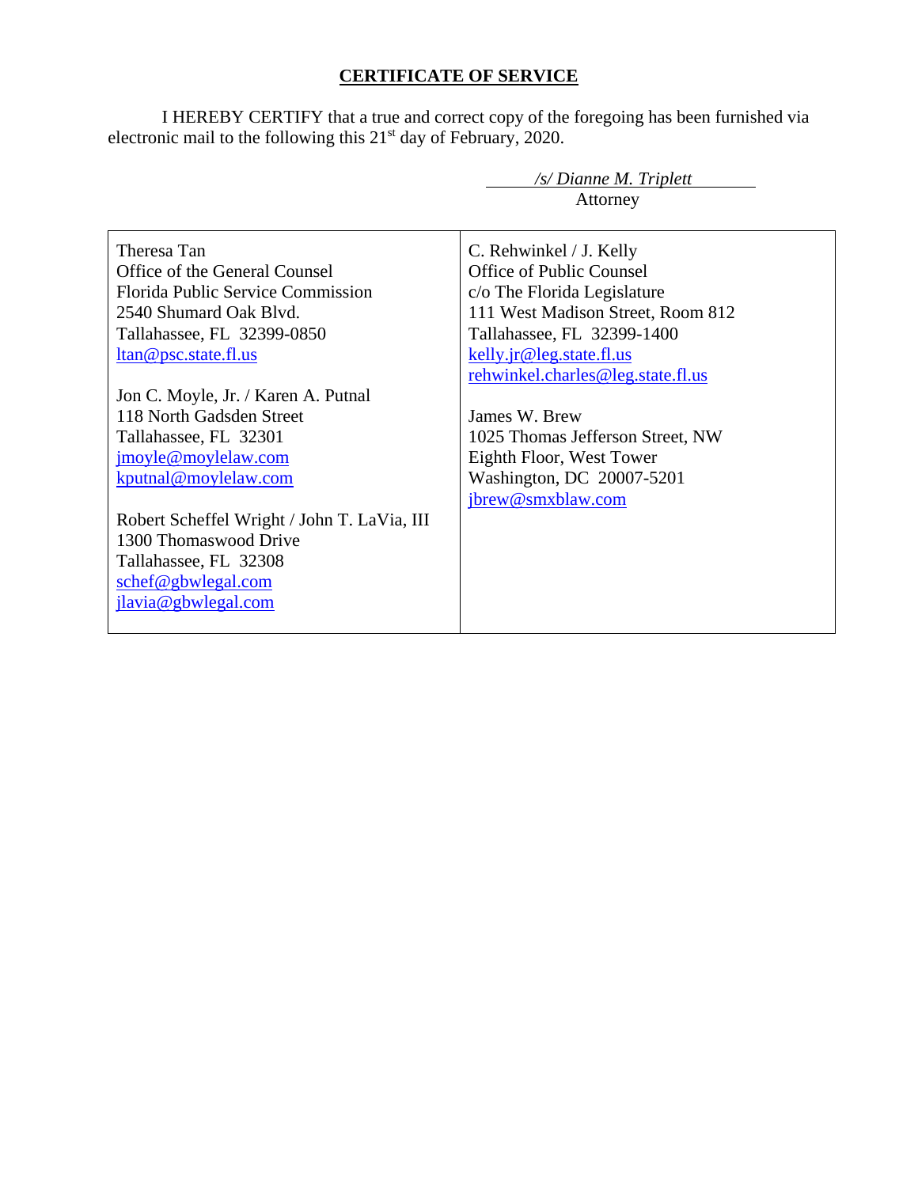**CERTIFICATE OF SERVICE**

I HEREBY CERTIFY that a true and correct copy of the foregoing has been furnished via electronic mail to the following this 21st day of February, 2020.

*/s/ Dianne M. Triplett*
Attorney

| | |
|---|---|
| Theresa Tan<br>Office of the General Counsel<br>Florida Public Service Commission<br>2540 Shumard Oak Blvd.<br>Tallahassee, FL 32399-0850<br>ltan@psc.state.fl.us<br><br>Jon C. Moyle, Jr. / Karen A. Putnal<br>118 North Gadsden Street<br>Tallahassee, FL 32301<br>jmoyle@moylelaw.com<br>kputnal@moylelaw.com<br><br>Robert Scheffel Wright / John T. LaVia, III<br>1300 Thomaswood Drive<br>Tallahassee, FL 32308<br>schef@gbwlegal.com<br>jlavia@gbwlegal.com | C. Rehwinkel / J. Kelly<br>Office of Public Counsel<br>c/o The Florida Legislature<br>111 West Madison Street, Room 812<br>Tallahassee, FL 32399-1400<br>kelly.jr@leg.state.fl.us<br>rehwinkel.charles@leg.state.fl.us<br><br>James W. Brew<br>1025 Thomas Jefferson Street, NW<br>Eighth Floor, West Tower<br>Washington, DC 20007-5201<br>jbrew@smxblaw.com |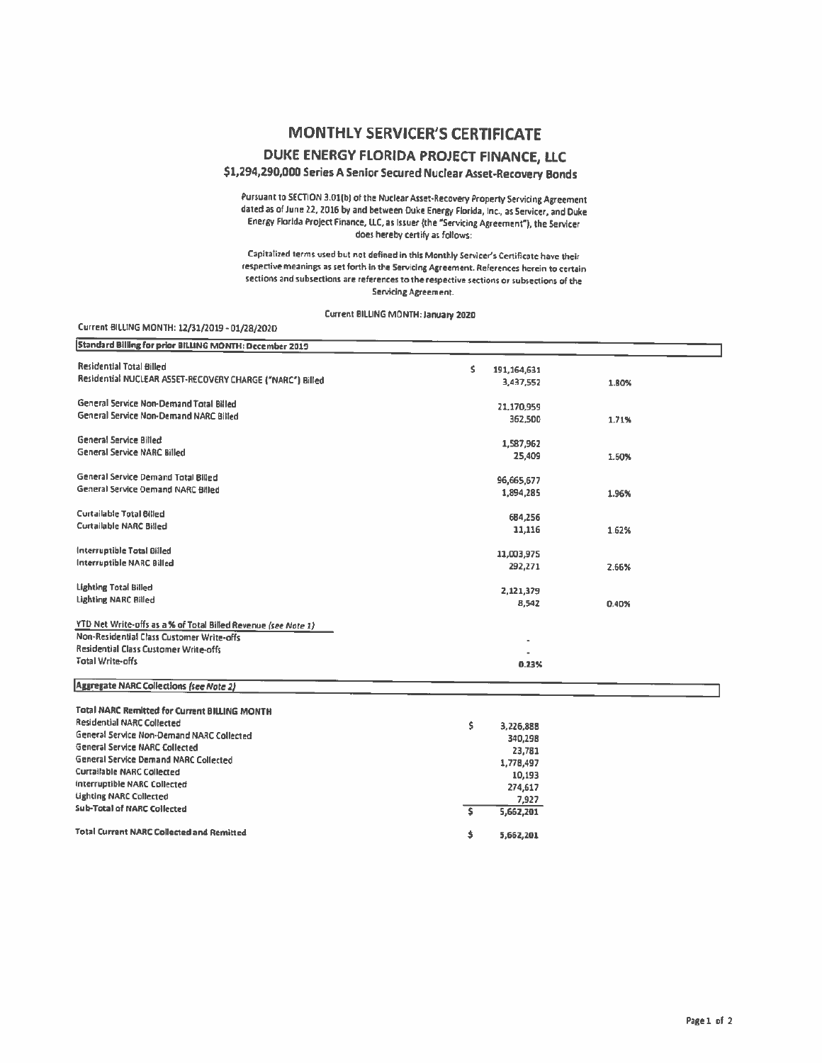# MONTHLY SERVICER'S CERTIFICATE

## DUKE ENERGY FLORIDA PROJECT FINANCE, LLC

### $1,294,290,000 Series A Senior Secured Nuclear Asset-Recovery Bonds

Pursuant to SECTION 3.01(b) of the Nuclear Asset-Recovery Property Servicing Agreement dated as of June 22, 2016 by and between Duke Energy Florida, Inc., as Servicer, and Duke Energy Florida Project Finance, LLC, as Issuer (the "Servicing Agreement"), the Servicer does hereby certify as follows:

Capitalized terms used but not defined in this Monthly Servicer's Certificate have their respective meanings as set forth in the Servicing Agreement. References herein to certain sections and subsections are references to the respective sections or subsections of the Servicing Agreement.

Current BILLING MONTH: January 2020

Current BILLING MONTH: 12/31/2019 - 01/28/2020

| Standard Billing for prior BILLING MONTH: December 2019 | | |
|---|---|---|
| Residential Total Billed | $ 191,164,631 | |
| Residential NUCLEAR ASSET-RECOVERY CHARGE ("NARC") Billed | 3,437,552 | 1.80% |
| General Service Non-Demand Total Billed | 21,170,959 | |
| General Service Non-Demand NARC Billed | 362,500 | 1.71% |
| General Service Billed | 1,587,962 | |
| General Service NARC Billed | 25,409 | 1.60% |
| General Service Demand Total Billed | 96,665,677 | |
| General Service Demand NARC Billed | 1,894,285 | 1.96% |
| Curtailable Total Billed | 684,256 | |
| Curtailable NARC Billed | 11,116 | 1.62% |
| Interruptible Total Billed | 11,003,975 | |
| Interruptible NARC Billed | 292,271 | 2.66% |
| Lighting Total Billed | 2,121,379 | |
| Lighting NARC Billed | 8,542 | 0.40% |
| YTD Net Write-offs as a % of Total Billed Revenue *(see Note 1)* | | |
| Non-Residential Class Customer Write-offs | - | |
| Residential Class Customer Write-offs | - | |
| Total Write-offs | 0.23% | |

| Aggregate NARC Collections *(see Note 2)* | |
|---|---|
| **Total NARC Remitted for Current BILLING MONTH** | |
| Residential NARC Collected | $ 3,226,888 |
| General Service Non-Demand NARC Collected | 340,298 |
| General Service NARC Collected | 23,781 |
| General Service Demand NARC Collected | 1,778,497 |
| Curtailable NARC Collected | 10,193 |
| Interruptible NARC Collected | 274,617 |
| Lighting NARC Collected | 7,927 |
| Sub-Total of NARC Collected | $ 5,662,201 |
| Total Current NARC Collected and Remitted | $ 5,662,201 |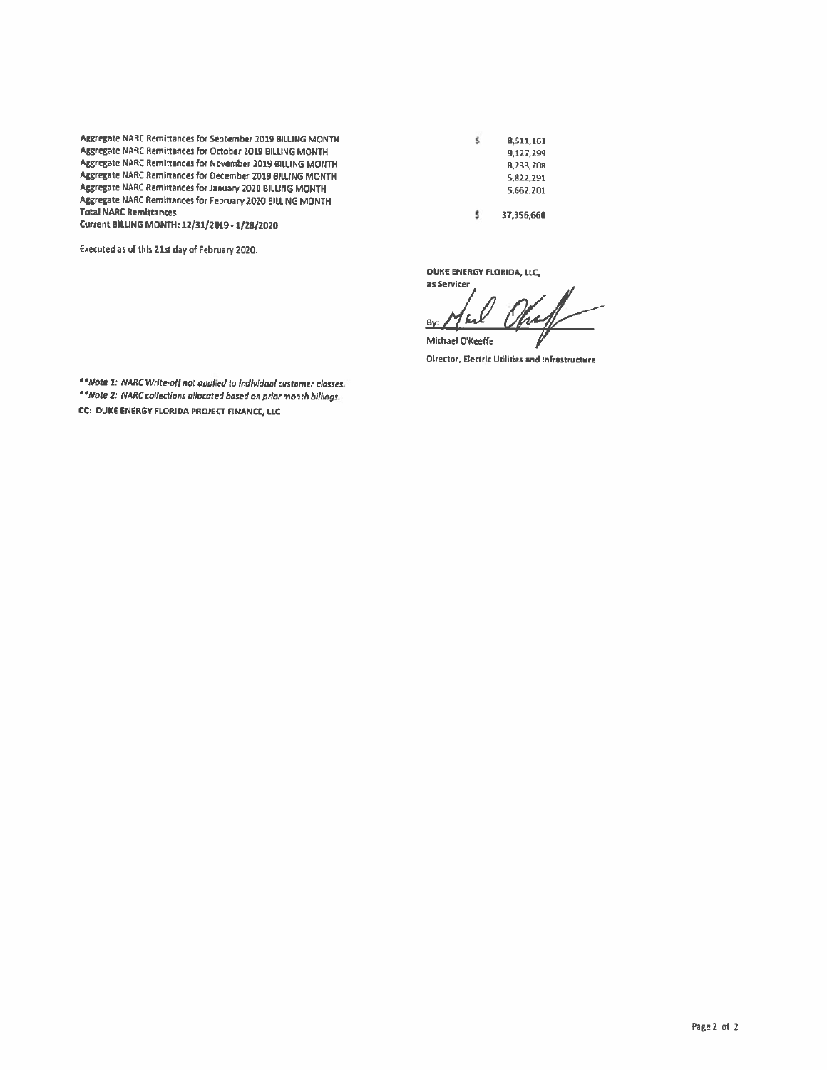| | |
|---|---|
| Aggregate NARC Remittances for September 2019 BILLING MONTH | $ 8,511,161 |
| Aggregate NARC Remittances for October 2019 BILLING MONTH | 9,127,299 |
| Aggregate NARC Remittances for November 2019 BILLING MONTH | 8,233,708 |
| Aggregate NARC Remittances for December 2019 BILLING MONTH | 5,822,291 |
| Aggregate NARC Remittances for January 2020 BILLING MONTH | 5,662,201 |
| Aggregate NARC Remittances for February 2020 BILLING MONTH | |
| **Total NARC Remittances** | $ 37,356,660 |
| **Current BILLING MONTH: 12/31/2019 - 1/28/2020** | |

Executed as of this **21st** day of February 2020.

**DUKE ENERGY FLORIDA, LLC,**
**as Servicer**

By: 

Michael O'Keeffe

Director, Electric Utilities and Infrastructure

*\*\*Note 1: NARC Write-off not applied to individual customer classes.*

*\*\*Note 2: NARC collections allocated based on prior month billings.*

**CC: DUKE ENERGY FLORIDA PROJECT FINANCE, LLC**